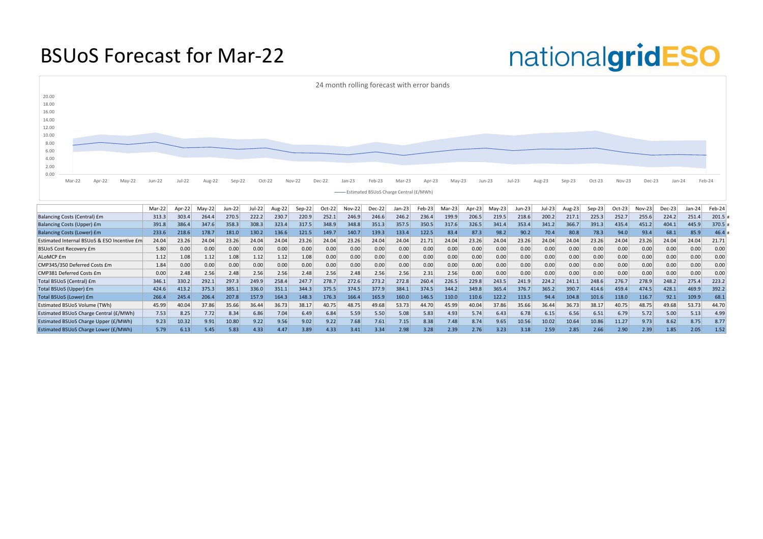# BSUoS Forecast for Mar-22

24 month rolling forecast with error bands

Estimated BSUoS Charge Central (£/MWh)

| | Mar-22 | Apr-22 | May-22 | Jun-22 | Jul-22 | Aug-22 | Sep-22 | Oct-22 | Nov-22 | Dec-22 | Jan-23 | Feb-23 | Mar-23 | Apr-23 | May-23 | Jun-23 | Jul-23 | Aug-23 | Sep-23 | Oct-23 | Nov-23 | Dec-23 | Jan-24 | Feb-24 |
|---|---|---|---|---|---|---|---|---|---|---|---|---|---|---|---|---|---|---|---|---|---|---|---|---|
| Balancing Costs (Central) £m | 313.3 | 303.4 | 264.4 | 270.5 | 222.2 | 230.7 | 220.9 | 252.1 | 246.9 | 246.6 | 246.2 | 236.4 | 199.9 | 206.5 | 219.5 | 218.6 | 200.2 | 217.1 | 225.3 | 252.7 | 255.6 | 224.2 | 251.4 | 201.5 |
| Balancing Costs (Upper) £m | 391.8 | 386.4 | 347.6 | 358.3 | 308.3 | 323.4 | 317.5 | 348.9 | 348.8 | 351.3 | 357.5 | 350.5 | 317.6 | 326.5 | 341.4 | 353.4 | 341.2 | 366.7 | 391.3 | 435.4 | 451.2 | 404.1 | 445.9 | 370.5 |
| Balancing Costs (Lower) £m | 233.6 | 218.6 | 178.7 | 181.0 | 130.2 | 136.6 | 121.5 | 149.7 | 140.7 | 139.3 | 133.4 | 122.5 | 83.4 | 87.3 | 98.2 | 90.2 | 70.4 | 80.8 | 78.3 | 94.0 | 93.4 | 68.1 | 85.9 | 46.4 |
| Estimated Internal BSUoS & ESO Incentive £m | 24.04 | 23.26 | 24.04 | 23.26 | 24.04 | 24.04 | 23.26 | 24.04 | 23.26 | 24.04 | 24.04 | 21.71 | 24.04 | 23.26 | 24.04 | 23.26 | 24.04 | 24.04 | 23.26 | 24.04 | 23.26 | 24.04 | 24.04 | 21.71 |
| BSUoS Cost Recovery £m | 5.80 | 0.00 | 0.00 | 0.00 | 0.00 | 0.00 | 0.00 | 0.00 | 0.00 | 0.00 | 0.00 | 0.00 | 0.00 | 0.00 | 0.00 | 0.00 | 0.00 | 0.00 | 0.00 | 0.00 | 0.00 | 0.00 | 0.00 | 0.00 |
| ALoMCP £m | 1.12 | 1.08 | 1.12 | 1.08 | 1.12 | 1.12 | 1.08 | 0.00 | 0.00 | 0.00 | 0.00 | 0.00 | 0.00 | 0.00 | 0.00 | 0.00 | 0.00 | 0.00 | 0.00 | 0.00 | 0.00 | 0.00 | 0.00 | 0.00 |
| CMP345/350 Deferred Costs £m | 1.84 | 0.00 | 0.00 | 0.00 | 0.00 | 0.00 | 0.00 | 0.00 | 0.00 | 0.00 | 0.00 | 0.00 | 0.00 | 0.00 | 0.00 | 0.00 | 0.00 | 0.00 | 0.00 | 0.00 | 0.00 | 0.00 | 0.00 | 0.00 |
| CMP381 Deferred Costs £m | 0.00 | 2.48 | 2.56 | 2.48 | 2.56 | 2.56 | 2.48 | 2.56 | 2.48 | 2.56 | 2.56 | 2.31 | 2.56 | 0.00 | 0.00 | 0.00 | 0.00 | 0.00 | 0.00 | 0.00 | 0.00 | 0.00 | 0.00 | 0.00 |
| Total BSUoS (Central) £m | 346.1 | 330.2 | 292.1 | 297.3 | 249.9 | 258.4 | 247.7 | 278.7 | 272.6 | 273.2 | 272.8 | 260.4 | 226.5 | 229.8 | 243.5 | 241.9 | 224.2 | 241.1 | 248.6 | 276.7 | 278.9 | 248.2 | 275.4 | 223.2 |
| Total BSUoS (Upper) £m | 424.6 | 413.2 | 375.3 | 385.1 | 336.0 | 351.1 | 344.3 | 375.5 | 374.5 | 377.9 | 384.1 | 374.5 | 344.2 | 349.8 | 365.4 | 376.7 | 365.2 | 390.7 | 414.6 | 459.4 | 474.5 | 428.1 | 469.9 | 392.2 |
| Total BSUoS (Lower) £m | 266.4 | 245.4 | 206.4 | 207.8 | 157.9 | 164.3 | 148.3 | 176.3 | 166.4 | 165.9 | 160.0 | 146.5 | 110.0 | 110.6 | 122.2 | 113.5 | 94.4 | 104.8 | 101.6 | 118.0 | 116.7 | 92.1 | 109.9 | 68.1 |
| Estimated BSUoS Volume (TWh) | 45.99 | 40.04 | 37.86 | 35.66 | 36.44 | 36.73 | 38.17 | 40.75 | 48.75 | 49.68 | 53.73 | 44.70 | 45.99 | 40.04 | 37.86 | 35.66 | 36.44 | 36.73 | 38.17 | 40.75 | 48.75 | 49.68 | 53.73 | 44.70 |
| Estimated BSUoS Charge Central (£/MWh) | 7.53 | 8.25 | 7.72 | 8.34 | 6.86 | 7.04 | 6.49 | 6.84 | 5.59 | 5.50 | 5.08 | 5.83 | 4.93 | 5.74 | 6.43 | 6.78 | 6.15 | 6.56 | 6.51 | 6.79 | 5.72 | 5.00 | 5.13 | 4.99 |
| Estimated BSUoS Charge Upper (£/MWh) | 9.23 | 10.32 | 9.91 | 10.80 | 9.22 | 9.56 | 9.02 | 9.22 | 7.68 | 7.61 | 7.15 | 8.38 | 7.48 | 8.74 | 9.65 | 10.56 | 10.02 | 10.64 | 10.86 | 11.27 | 9.73 | 8.62 | 8.75 | 8.77 |
| Estimated BSUoS Charge Lower (£/MWh) | 5.79 | 6.13 | 5.45 | 5.83 | 4.33 | 4.47 | 3.89 | 4.33 | 3.41 | 3.34 | 2.98 | 3.28 | 2.39 | 2.76 | 3.23 | 3.18 | 2.59 | 2.85 | 2.66 | 2.90 | 2.39 | 1.85 | 2.05 | 1.52 |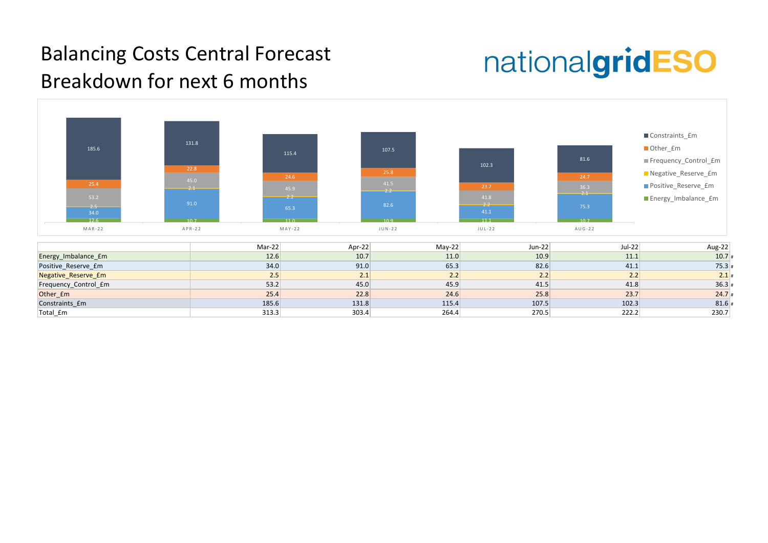# Balancing Costs Central Forecast
# Breakdown for next 6 months

nationalgridESO

| | Mar-22 | Apr-22 | May-22 | Jun-22 | Jul-22 | Aug-22 |
|---|---|---|---|---|---|---|
| Energy_Imbalance_£m | 12.6 | 10.7 | 11.0 | 10.9 | 11.1 | 10.7 |
| Positive_Reserve_£m | 34.0 | 91.0 | 65.3 | 82.6 | 41.1 | 75.3 |
| Negative_Reserve_£m | 2.5 | 2.1 | 2.2 | 2.2 | 2.2 | 2.1 |
| Frequency_Control_£m | 53.2 | 45.0 | 45.9 | 41.5 | 41.8 | 36.3 |
| Other_£m | 25.4 | 22.8 | 24.6 | 25.8 | 23.7 | 24.7 |
| Constraints_£m | 185.6 | 131.8 | 115.4 | 107.5 | 102.3 | 81.6 |
| Total_£m | 313.3 | 303.4 | 264.4 | 270.5 | 222.2 | 230.7 |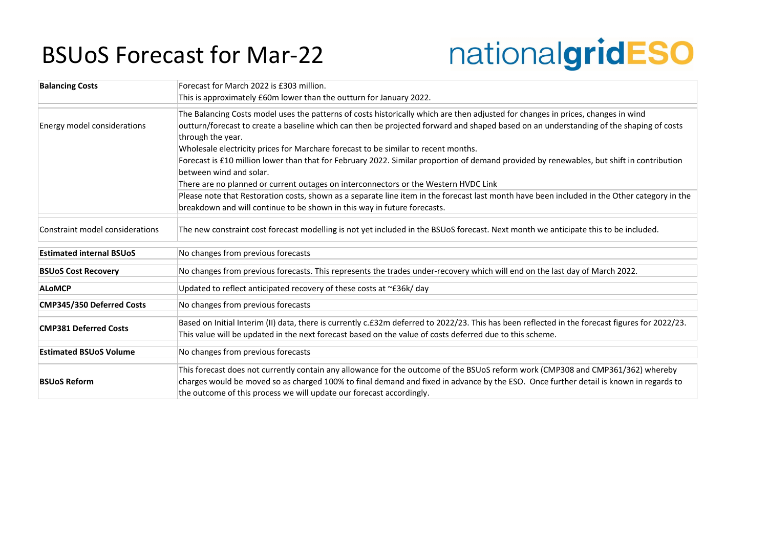# BSUoS Forecast for Mar-22

nationalgridESO

| | |
|---|---|
| **Balancing Costs** | Forecast for March 2022 is £303 million.<br>This is approximately £60m lower than the outturn for January 2022. |
| Energy model considerations | The Balancing Costs model uses the patterns of costs historically which are then adjusted for changes in prices, changes in wind outturn/forecast to create a baseline which can then be projected forward and shaped based on an understanding of the shaping of costs through the year.<br>Wholesale electricity prices for Marchare forecast to be similar to recent months.<br>Forecast is £10 million lower than that for February 2022. Similar proportion of demand provided by renewables, but shift in contribution between wind and solar.<br>There are no planned or current outages on interconnectors or the Western HVDC Link<br>Please note that Restoration costs, shown as a separate line item in the forecast last month have been included in the Other category in the breakdown and will continue to be shown in this way in future forecasts. |
| Constraint model considerations | The new constraint cost forecast modelling is not yet included in the BSUoS forecast. Next month we anticipate this to be included. |
| **Estimated internal BSUoS** | No changes from previous forecasts |
| **BSUoS Cost Recovery** | No changes from previous forecasts. This represents the trades under-recovery which will end on the last day of March 2022. |
| **ALoMCP** | Updated to reflect anticipated recovery of these costs at ~£36k/ day |
| **CMP345/350 Deferred Costs** | No changes from previous forecasts |
| **CMP381 Deferred Costs** | Based on Initial Interim (II) data, there is currently c.£32m deferred to 2022/23. This has been reflected in the forecast figures for 2022/23. This value will be updated in the next forecast based on the value of costs deferred due to this scheme. |
| **Estimated BSUoS Volume** | No changes from previous forecasts |
| **BSUoS Reform** | This forecast does not currently contain any allowance for the outcome of the BSUoS reform work (CMP308 and CMP361/362) whereby charges would be moved so as charged 100% to final demand and fixed in advance by the ESO. Once further detail is known in regards to the outcome of this process we will update our forecast accordingly. |